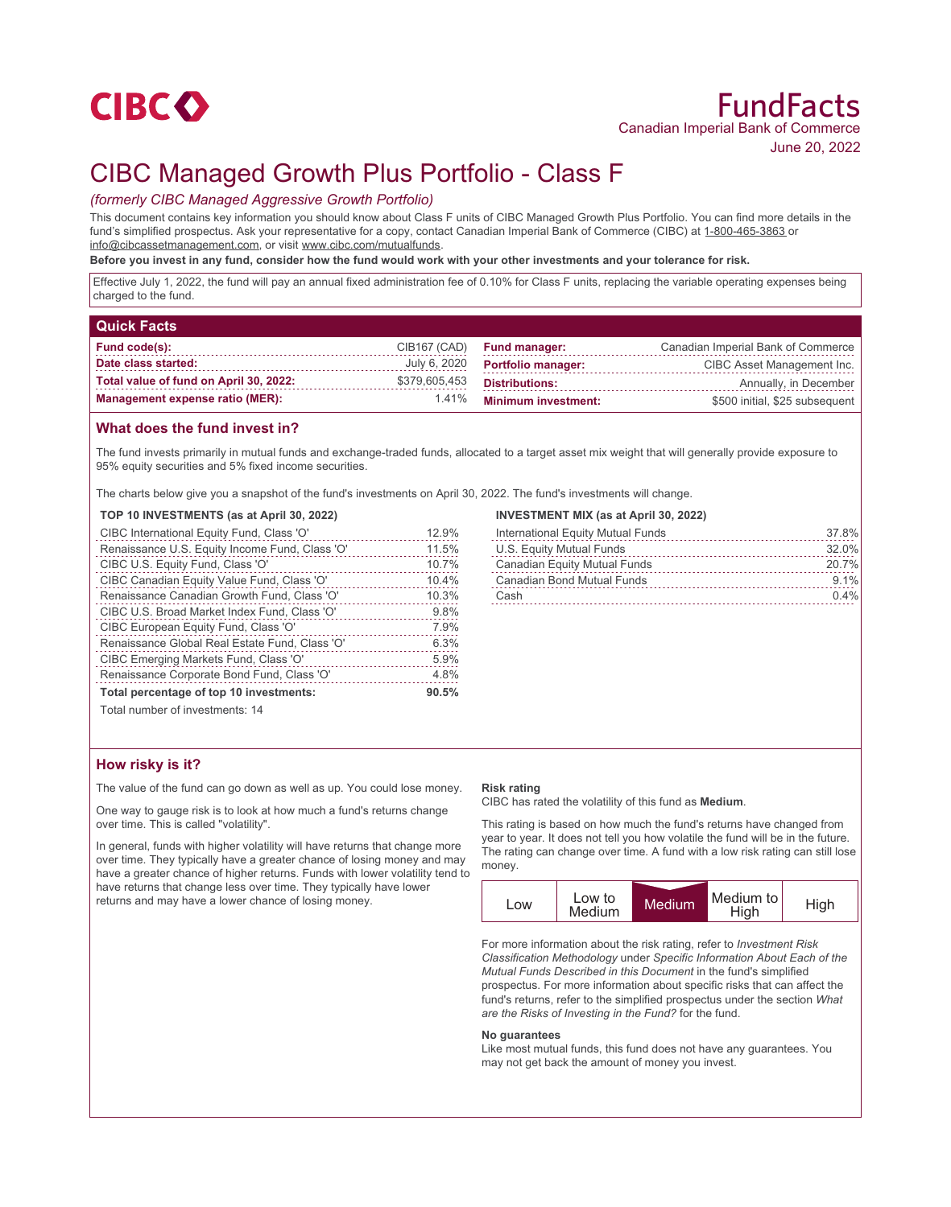CIBC

# FundFacts

Canadian Imperial Bank of Commerce

June 20, 2022

# CIBC Managed Growth Plus Portfolio - Class F

*(formerly CIBC Managed Aggressive Growth Portfolio)*

This document contains key information you should know about Class F units of CIBC Managed Growth Plus Portfolio. You can find more details in the fund's simplified prospectus. Ask your representative for a copy, contact Canadian Imperial Bank of Commerce (CIBC) at 1-800-465-3863 or info@cibcassetmanagement.com, or visit www.cibc.com/mutualfunds.

**Before you invest in any fund, consider how the fund would work with your other investments and your tolerance for risk.**

Effective July 1, 2022, the fund will pay an annual fixed administration fee of 0.10% for Class F units, replacing the variable operating expenses being charged to the fund.

## Quick Facts

| | | | |
|---|---|---|---|
| **Fund code(s):** | CIB167 (CAD) | **Fund manager:** | Canadian Imperial Bank of Commerce |
| **Date class started:** | July 6, 2020 | **Portfolio manager:** | CIBC Asset Management Inc. |
| **Total value of fund on April 30, 2022:** | $379,605,453 | **Distributions:** | Annually, in December |
| **Management expense ratio (MER):** | 1.41% | **Minimum investment:** | $500 initial, $25 subsequent |

## What does the fund invest in?

The fund invests primarily in mutual funds and exchange-traded funds, allocated to a target asset mix weight that will generally provide exposure to 95% equity securities and 5% fixed income securities.

The charts below give you a snapshot of the fund's investments on April 30, 2022. The fund's investments will change.

**TOP 10 INVESTMENTS (as at April 30, 2022)**

| | |
|---|---|
| CIBC International Equity Fund, Class 'O' | 12.9% |
| Renaissance U.S. Equity Income Fund, Class 'O' | 11.5% |
| CIBC U.S. Equity Fund, Class 'O' | 10.7% |
| CIBC Canadian Equity Value Fund, Class 'O' | 10.4% |
| Renaissance Canadian Growth Fund, Class 'O' | 10.3% |
| CIBC U.S. Broad Market Index Fund, Class 'O' | 9.8% |
| CIBC European Equity Fund, Class 'O' | 7.9% |
| Renaissance Global Real Estate Fund, Class 'O' | 6.3% |
| CIBC Emerging Markets Fund, Class 'O' | 5.9% |
| Renaissance Corporate Bond Fund, Class 'O' | 4.8% |
| **Total percentage of top 10 investments:** | **90.5%** |

Total number of investments: 14

**INVESTMENT MIX (as at April 30, 2022)**

| | |
|---|---|
| International Equity Mutual Funds | 37.8% |
| U.S. Equity Mutual Funds | 32.0% |
| Canadian Equity Mutual Funds | 20.7% |
| Canadian Bond Mutual Funds | 9.1% |
| Cash | 0.4% |

## How risky is it?

The value of the fund can go down as well as up. You could lose money.

One way to gauge risk is to look at how much a fund's returns change over time. This is called "volatility".

In general, funds with higher volatility will have returns that change more over time. They typically have a greater chance of losing money and may have a greater chance of higher returns. Funds with lower volatility tend to have returns that change less over time. They typically have lower returns and may have a lower chance of losing money.

**Risk rating**

CIBC has rated the volatility of this fund as **Medium**.

This rating is based on how much the fund's returns have changed from year to year. It does not tell you how volatile the fund will be in the future. The rating can change over time. A fund with a low risk rating can still lose money.

| Low | Low to Medium | **Medium** | Medium to High | High |
|---|---|---|---|---|

For more information about the risk rating, refer to *Investment Risk Classification Methodology* under *Specific Information About Each of the Mutual Funds Described in this Document* in the fund's simplified prospectus. For more information about specific risks that can affect the fund's returns, refer to the simplified prospectus under the section *What are the Risks of Investing in the Fund?* for the fund.

**No guarantees**

Like most mutual funds, this fund does not have any guarantees. You may not get back the amount of money you invest.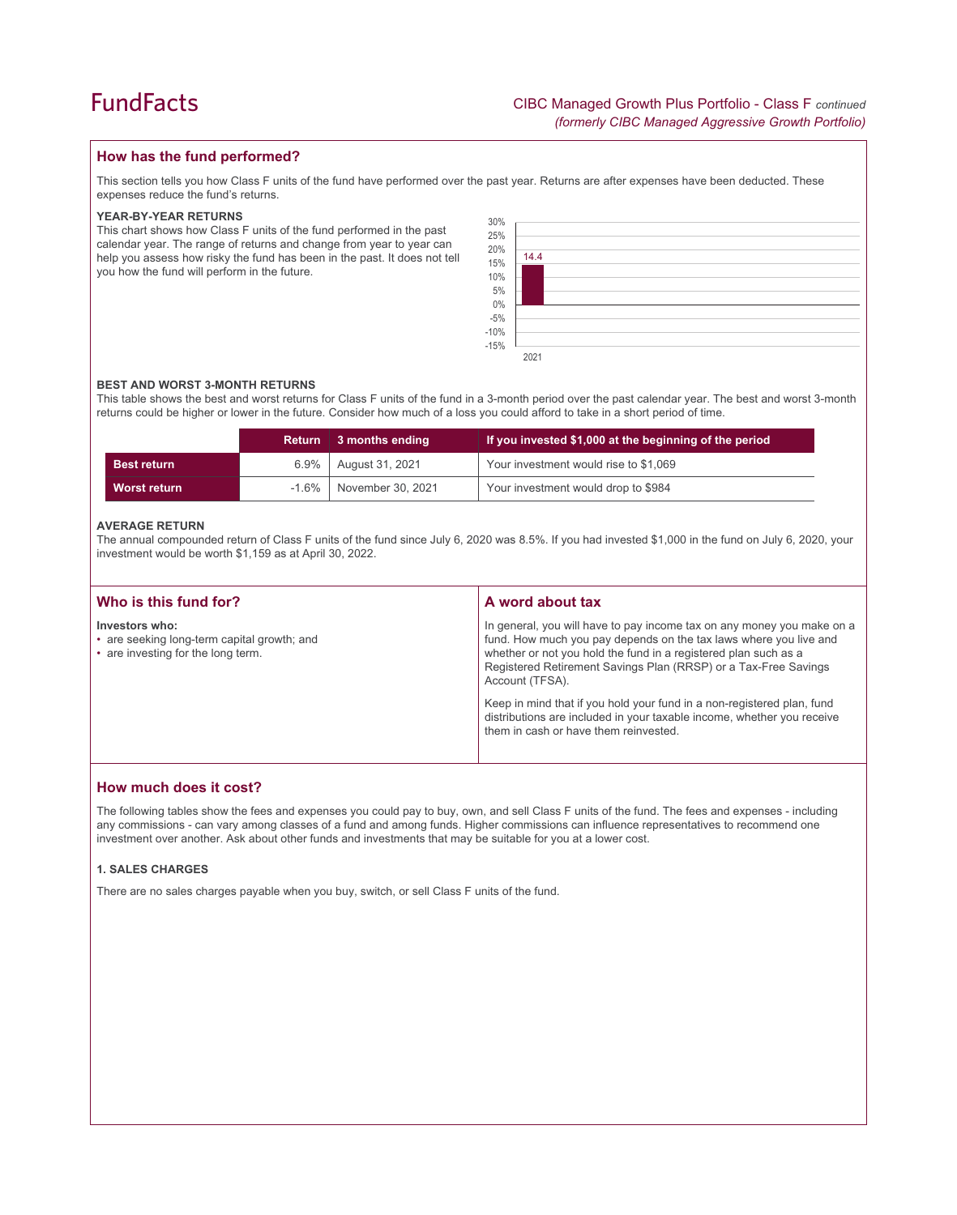## How has the fund performed?

This section tells you how Class F units of the fund have performed over the past year. Returns are after expenses have been deducted. These expenses reduce the fund's returns.

### YEAR-BY-YEAR RETURNS

This chart shows how Class F units of the fund performed in the past calendar year. The range of returns and change from year to year can help you assess how risky the fund has been in the past. It does not tell you how the fund will perform in the future.

| Year | Return (%) |
|---|---|
| 2021 | 14.4 |

### BEST AND WORST 3-MONTH RETURNS

This table shows the best and worst returns for Class F units of the fund in a 3-month period over the past calendar year. The best and worst 3-month returns could be higher or lower in the future. Consider how much of a loss you could afford to take in a short period of time.

| | Return | 3 months ending | If you invested $1,000 at the beginning of the period |
|---|---|---|---|
| **Best return** | 6.9% | August 31, 2021 | Your investment would rise to $1,069 |
| **Worst return** | -1.6% | November 30, 2021 | Your investment would drop to $984 |

### AVERAGE RETURN

The annual compounded return of Class F units of the fund since July 6, 2020 was 8.5%. If you had invested $1,000 in the fund on July 6, 2020, your investment would be worth $1,159 as at April 30, 2022.

## Who is this fund for?

**Investors who:**

- are seeking long-term capital growth; and
- are investing for the long term.

## A word about tax

In general, you will have to pay income tax on any money you make on a fund. How much you pay depends on the tax laws where you live and whether or not you hold the fund in a registered plan such as a Registered Retirement Savings Plan (RRSP) or a Tax-Free Savings Account (TFSA).

Keep in mind that if you hold your fund in a non-registered plan, fund distributions are included in your taxable income, whether you receive them in cash or have them reinvested.

## How much does it cost?

The following tables show the fees and expenses you could pay to buy, own, and sell Class F units of the fund. The fees and expenses - including any commissions - can vary among classes of a fund and among funds. Higher commissions can influence representatives to recommend one investment over another. Ask about other funds and investments that may be suitable for you at a lower cost.

### 1. SALES CHARGES

There are no sales charges payable when you buy, switch, or sell Class F units of the fund.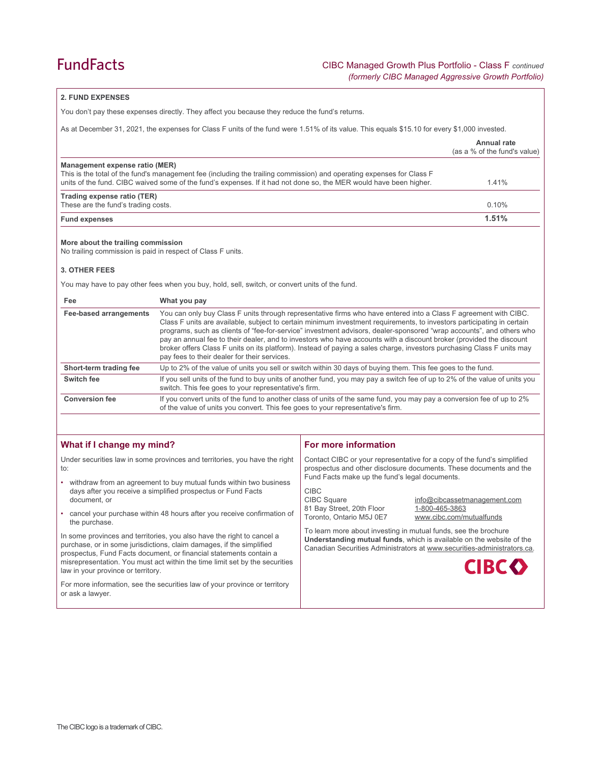## 2. FUND EXPENSES

You don't pay these expenses directly. They affect you because they reduce the fund's returns.

As at December 31, 2021, the expenses for Class F units of the fund were 1.51% of its value. This equals $15.10 for every $1,000 invested.

| | Annual rate (as a % of the fund's value) |
|---|---|
| **Management expense ratio (MER)**<br>This is the total of the fund's management fee (including the trailing commission) and operating expenses for Class F units of the fund. CIBC waived some of the fund's expenses. If it had not done so, the MER would have been higher. | 1.41% |
| **Trading expense ratio (TER)**<br>These are the fund's trading costs. | 0.10% |
| **Fund expenses** | **1.51%** |

**More about the trailing commission**
No trailing commission is paid in respect of Class F units.

## 3. OTHER FEES

You may have to pay other fees when you buy, hold, sell, switch, or convert units of the fund.

| Fee | What you pay |
|---|---|
| **Fee-based arrangements** | You can only buy Class F units through representative firms who have entered into a Class F agreement with CIBC. Class F units are available, subject to certain minimum investment requirements, to investors participating in certain programs, such as clients of "fee-for-service" investment advisors, dealer-sponsored "wrap accounts", and others who pay an annual fee to their dealer, and to investors who have accounts with a discount broker (provided the discount broker offers Class F units on its platform). Instead of paying a sales charge, investors purchasing Class F units may pay fees to their dealer for their services. |
| **Short-term trading fee** | Up to 2% of the value of units you sell or switch within 30 days of buying them. This fee goes to the fund. |
| **Switch fee** | If you sell units of the fund to buy units of another fund, you may pay a switch fee of up to 2% of the value of units you switch. This fee goes to your representative's firm. |
| **Conversion fee** | If you convert units of the fund to another class of units of the same fund, you may pay a conversion fee of up to 2% of the value of units you convert. This fee goes to your representative's firm. |

## What if I change my mind?

Under securities law in some provinces and territories, you have the right to:

- withdraw from an agreement to buy mutual funds within two business days after you receive a simplified prospectus or Fund Facts document, or
- cancel your purchase within 48 hours after you receive confirmation of the purchase.

In some provinces and territories, you also have the right to cancel a purchase, or in some jurisdictions, claim damages, if the simplified prospectus, Fund Facts document, or financial statements contain a misrepresentation. You must act within the time limit set by the securities law in your province or territory.

For more information, see the securities law of your province or territory or ask a lawyer.

## For more information

Contact CIBC or your representative for a copy of the fund's simplified prospectus and other disclosure documents. These documents and the Fund Facts make up the fund's legal documents.

CIBC
CIBC Square
81 Bay Street, 20th Floor
Toronto, Ontario M5J 0E7

info@cibcassetmanagement.com
1-800-465-3863
www.cibc.com/mutualfunds

To learn more about investing in mutual funds, see the brochure **Understanding mutual funds**, which is available on the website of the Canadian Securities Administrators at www.securities-administrators.ca.

The CIBC logo is a trademark of CIBC.